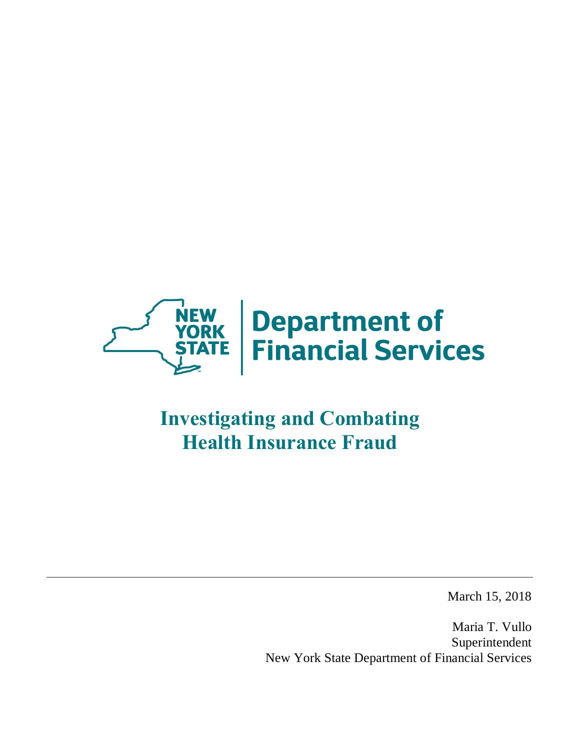NEW YORK STATE | Department of Financial Services

# Investigating and Combating Health Insurance Fraud

---

March 15, 2018

Maria T. Vullo
Superintendent
New York State Department of Financial Services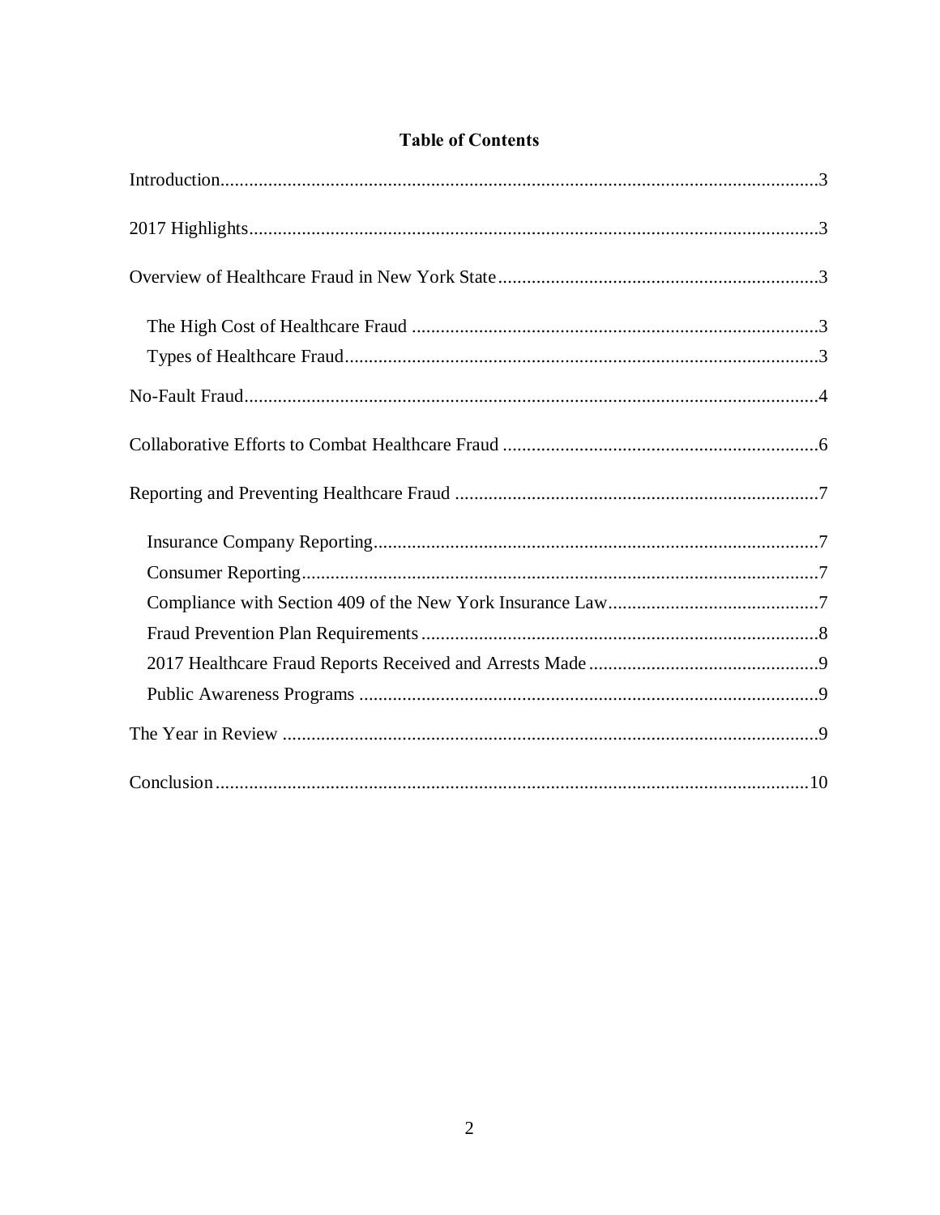**Table of Contents**

Introduction....................................................................................................................3

2017 Highlights................................................................................................................3

Overview of Healthcare Fraud in New York State...........................................................3

- The High Cost of Healthcare Fraud ....................................................................3
- Types of Healthcare Fraud....................................................................................3

No-Fault Fraud..................................................................................................................4

Collaborative Efforts to Combat Healthcare Fraud ..........................................................6

Reporting and Preventing Healthcare Fraud ....................................................................7

- Insurance Company Reporting...............................................................................7
- Consumer Reporting...............................................................................................7
- Compliance with Section 409 of the New York Insurance Law............................7
- Fraud Prevention Plan Requirements....................................................................8
- 2017 Healthcare Fraud Reports Received and Arrests Made ................................9
- Public Awareness Programs ...................................................................................9

The Year in Review ..........................................................................................................9

Conclusion.......................................................................................................................10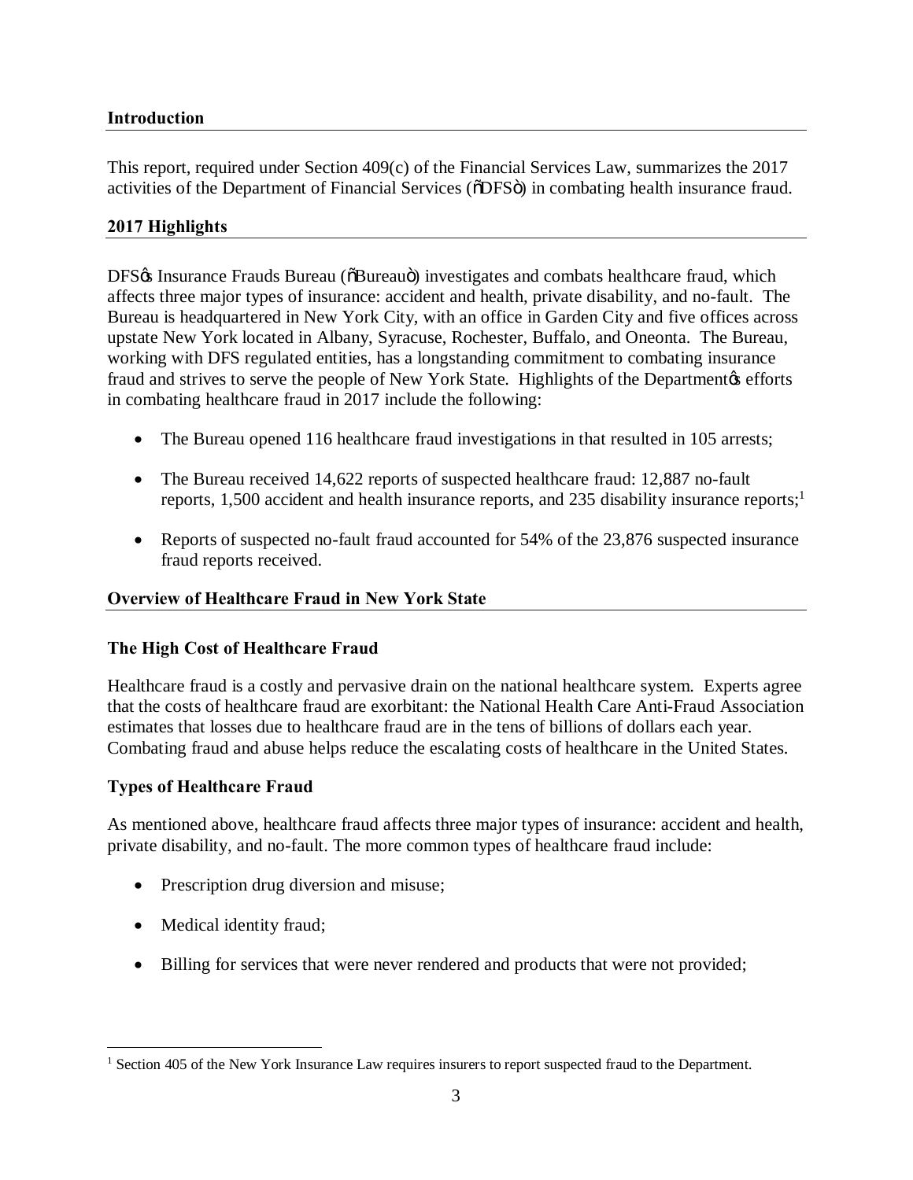## Introduction

This report, required under Section 409(c) of the Financial Services Law, summarizes the 2017 activities of the Department of Financial Services ("DFS") in combating health insurance fraud.

## 2017 Highlights

DFS's Insurance Frauds Bureau ("Bureau") investigates and combats healthcare fraud, which affects three major types of insurance: accident and health, private disability, and no-fault. The Bureau is headquartered in New York City, with an office in Garden City and five offices across upstate New York located in Albany, Syracuse, Rochester, Buffalo, and Oneonta. The Bureau, working with DFS regulated entities, has a longstanding commitment to combating insurance fraud and strives to serve the people of New York State. Highlights of the Department's efforts in combating healthcare fraud in 2017 include the following:

- The Bureau opened 116 healthcare fraud investigations in that resulted in 105 arrests;
- The Bureau received 14,622 reports of suspected healthcare fraud: 12,887 no-fault reports, 1,500 accident and health insurance reports, and 235 disability insurance reports;[1]
- Reports of suspected no-fault fraud accounted for 54% of the 23,876 suspected insurance fraud reports received.

## Overview of Healthcare Fraud in New York State

### The High Cost of Healthcare Fraud

Healthcare fraud is a costly and pervasive drain on the national healthcare system. Experts agree that the costs of healthcare fraud are exorbitant: the National Health Care Anti-Fraud Association estimates that losses due to healthcare fraud are in the tens of billions of dollars each year. Combating fraud and abuse helps reduce the escalating costs of healthcare in the United States.

### Types of Healthcare Fraud

As mentioned above, healthcare fraud affects three major types of insurance: accident and health, private disability, and no-fault. The more common types of healthcare fraud include:

- Prescription drug diversion and misuse;
- Medical identity fraud;
- Billing for services that were never rendered and products that were not provided;

[1] Section 405 of the New York Insurance Law requires insurers to report suspected fraud to the Department.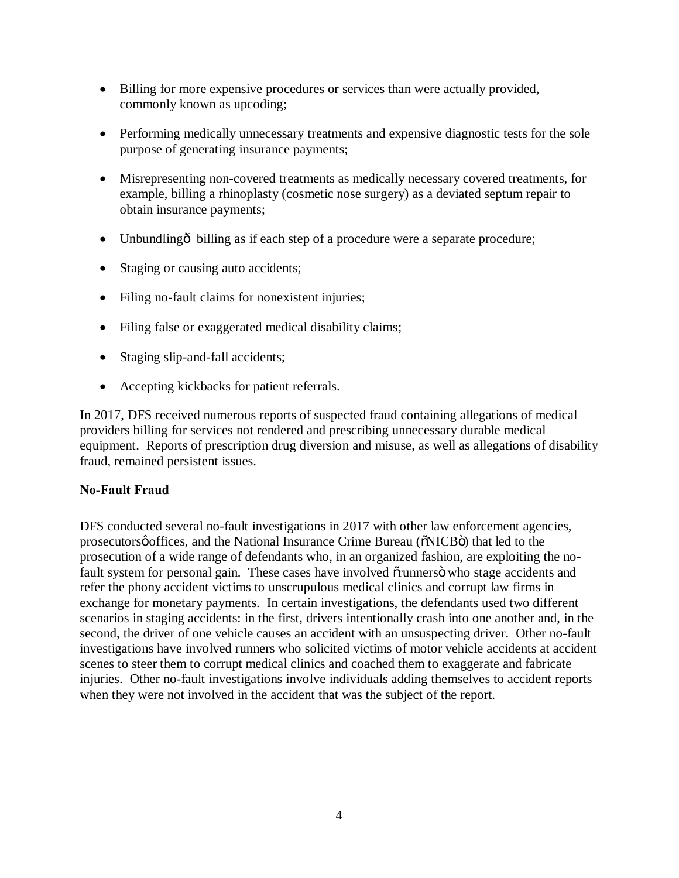- Billing for more expensive procedures or services than were actually provided, commonly known as upcoding;
- Performing medically unnecessary treatments and expensive diagnostic tests for the sole purpose of generating insurance payments;
- Misrepresenting non-covered treatments as medically necessary covered treatments, for example, billing a rhinoplasty (cosmetic nose surgery) as a deviated septum repair to obtain insurance payments;
- Unbundling— billing as if each step of a procedure were a separate procedure;
- Staging or causing auto accidents;
- Filing no-fault claims for nonexistent injuries;
- Filing false or exaggerated medical disability claims;
- Staging slip-and-fall accidents;
- Accepting kickbacks for patient referrals.

In 2017, DFS received numerous reports of suspected fraud containing allegations of medical providers billing for services not rendered and prescribing unnecessary durable medical equipment. Reports of prescription drug diversion and misuse, as well as allegations of disability fraud, remained persistent issues.

**No-Fault Fraud**

DFS conducted several no-fault investigations in 2017 with other law enforcement agencies, prosecutors' offices, and the National Insurance Crime Bureau ("NICB") that led to the prosecution of a wide range of defendants who, in an organized fashion, are exploiting the no-fault system for personal gain. These cases have involved "runners" who stage accidents and refer the phony accident victims to unscrupulous medical clinics and corrupt law firms in exchange for monetary payments. In certain investigations, the defendants used two different scenarios in staging accidents: in the first, drivers intentionally crash into one another and, in the second, the driver of one vehicle causes an accident with an unsuspecting driver. Other no-fault investigations have involved runners who solicited victims of motor vehicle accidents at accident scenes to steer them to corrupt medical clinics and coached them to exaggerate and fabricate injuries. Other no-fault investigations involve individuals adding themselves to accident reports when they were not involved in the accident that was the subject of the report.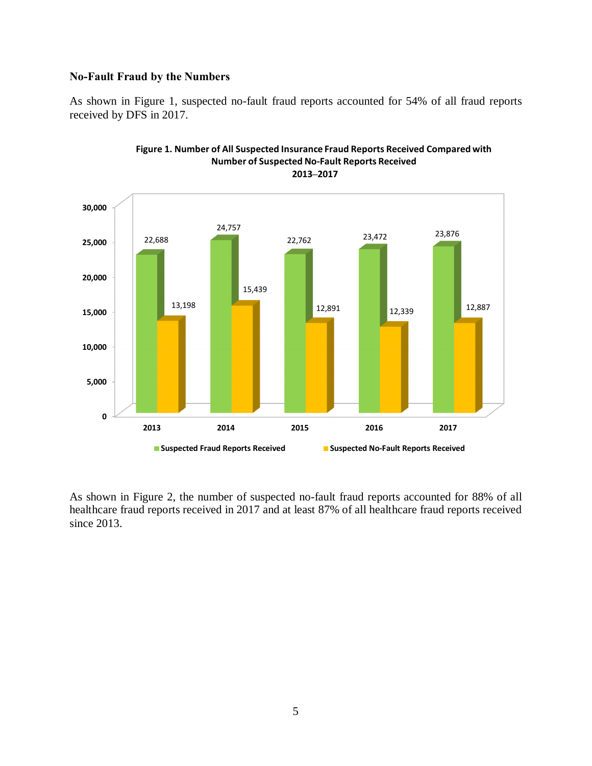**No-Fault Fraud by the Numbers**

As shown in Figure 1, suspected no-fault fraud reports accounted for 54% of all fraud reports received by DFS in 2017.

**Figure 1. Number of All Suspected Insurance Fraud Reports Received Compared with Number of Suspected No-Fault Reports Received 2013–2017**

| Year | Suspected Fraud Reports Received | Suspected No-Fault Reports Received |
|---|---|---|
| 2013 | 22,688 | 13,198 |
| 2014 | 24,757 | 15,439 |
| 2015 | 22,762 | 12,891 |
| 2016 | 23,472 | 12,339 |
| 2017 | 23,876 | 12,887 |

As shown in Figure 2, the number of suspected no-fault fraud reports accounted for 88% of all healthcare fraud reports received in 2017 and at least 87% of all healthcare fraud reports received since 2013.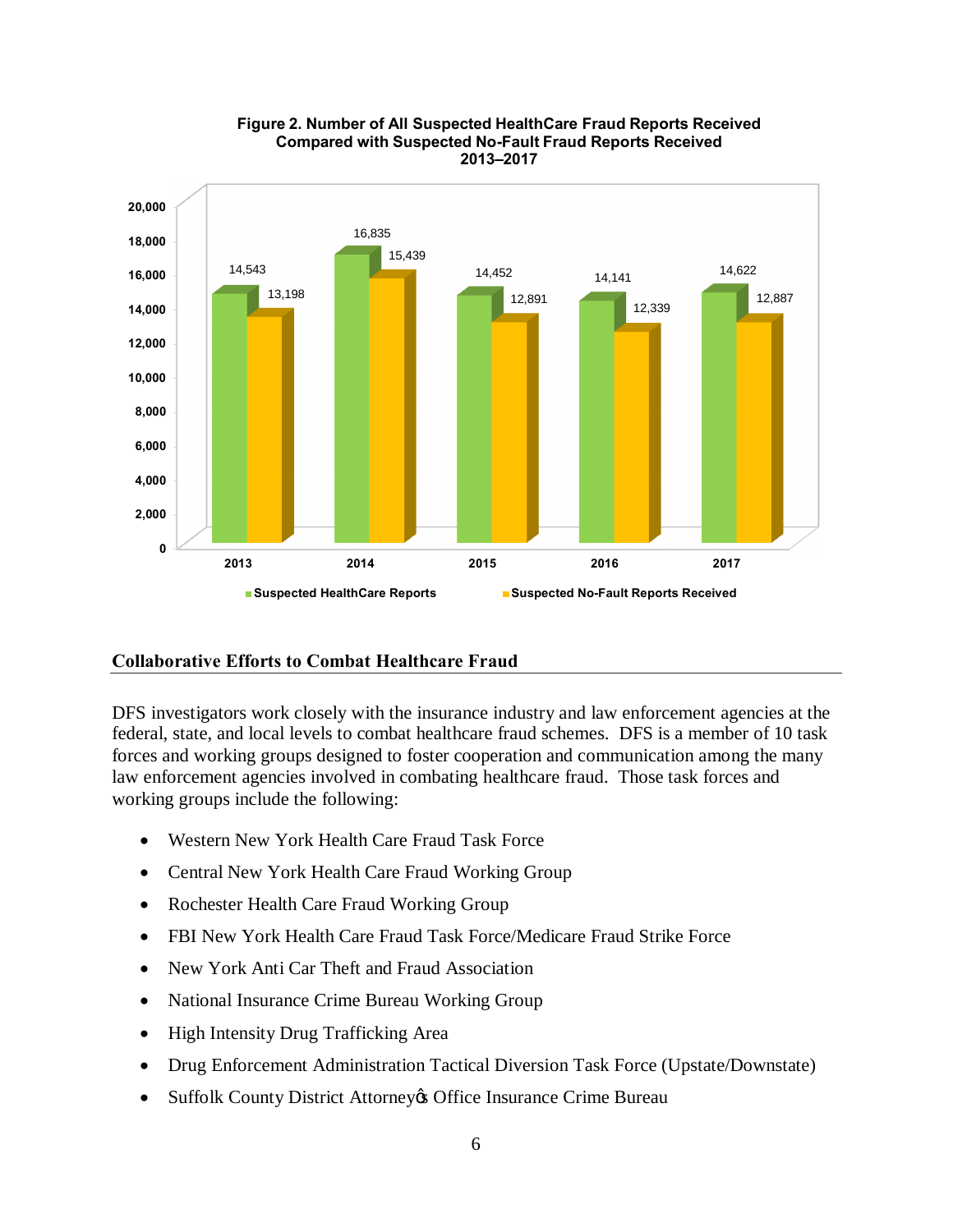**Figure 2. Number of All Suspected HealthCare Fraud Reports Received Compared with Suspected No-Fault Fraud Reports Received 2013–2017**

| Year | Suspected HealthCare Reports | Suspected No-Fault Reports Received |
|---|---|---|
| 2013 | 14,543 | 13,198 |
| 2014 | 16,835 | 15,439 |
| 2015 | 14,452 | 12,891 |
| 2016 | 14,141 | 12,339 |
| 2017 | 14,622 | 12,887 |

## Collaborative Efforts to Combat Healthcare Fraud

DFS investigators work closely with the insurance industry and law enforcement agencies at the federal, state, and local levels to combat healthcare fraud schemes. DFS is a member of 10 task forces and working groups designed to foster cooperation and communication among the many law enforcement agencies involved in combating healthcare fraud. Those task forces and working groups include the following:

- Western New York Health Care Fraud Task Force
- Central New York Health Care Fraud Working Group
- Rochester Health Care Fraud Working Group
- FBI New York Health Care Fraud Task Force/Medicare Fraud Strike Force
- New York Anti Car Theft and Fraud Association
- National Insurance Crime Bureau Working Group
- High Intensity Drug Trafficking Area
- Drug Enforcement Administration Tactical Diversion Task Force (Upstate/Downstate)
- Suffolk County District Attorney's Office Insurance Crime Bureau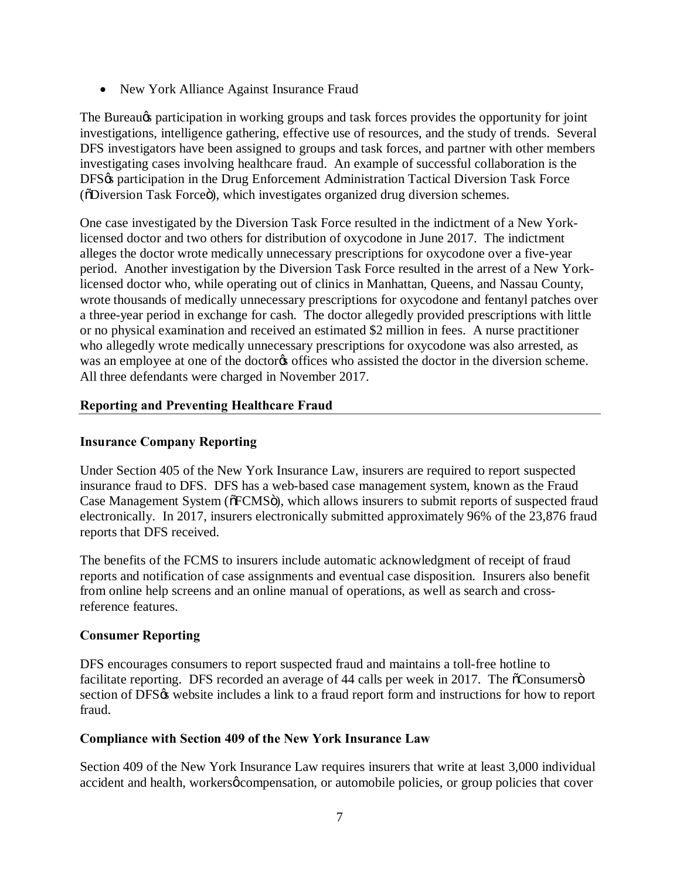- New York Alliance Against Insurance Fraud

The Bureau's participation in working groups and task forces provides the opportunity for joint investigations, intelligence gathering, effective use of resources, and the study of trends. Several DFS investigators have been assigned to groups and task forces, and partner with other members investigating cases involving healthcare fraud. An example of successful collaboration is the DFS's participation in the Drug Enforcement Administration Tactical Diversion Task Force ("Diversion Task Force"), which investigates organized drug diversion schemes.

One case investigated by the Diversion Task Force resulted in the indictment of a New York-licensed doctor and two others for distribution of oxycodone in June 2017. The indictment alleges the doctor wrote medically unnecessary prescriptions for oxycodone over a five-year period. Another investigation by the Diversion Task Force resulted in the arrest of a New York-licensed doctor who, while operating out of clinics in Manhattan, Queens, and Nassau County, wrote thousands of medically unnecessary prescriptions for oxycodone and fentanyl patches over a three-year period in exchange for cash. The doctor allegedly provided prescriptions with little or no physical examination and received an estimated $2 million in fees. A nurse practitioner who allegedly wrote medically unnecessary prescriptions for oxycodone was also arrested, as was an employee at one of the doctor's offices who assisted the doctor in the diversion scheme. All three defendants were charged in November 2017.

## Reporting and Preventing Healthcare Fraud

### Insurance Company Reporting

Under Section 405 of the New York Insurance Law, insurers are required to report suspected insurance fraud to DFS. DFS has a web-based case management system, known as the Fraud Case Management System ("FCMS"), which allows insurers to submit reports of suspected fraud electronically. In 2017, insurers electronically submitted approximately 96% of the 23,876 fraud reports that DFS received.

The benefits of the FCMS to insurers include automatic acknowledgment of receipt of fraud reports and notification of case assignments and eventual case disposition. Insurers also benefit from online help screens and an online manual of operations, as well as search and cross-reference features.

### Consumer Reporting

DFS encourages consumers to report suspected fraud and maintains a toll-free hotline to facilitate reporting. DFS recorded an average of 44 calls per week in 2017. The "Consumers" section of DFS's website includes a link to a fraud report form and instructions for how to report fraud.

### Compliance with Section 409 of the New York Insurance Law

Section 409 of the New York Insurance Law requires insurers that write at least 3,000 individual accident and health, workers' compensation, or automobile policies, or group policies that cover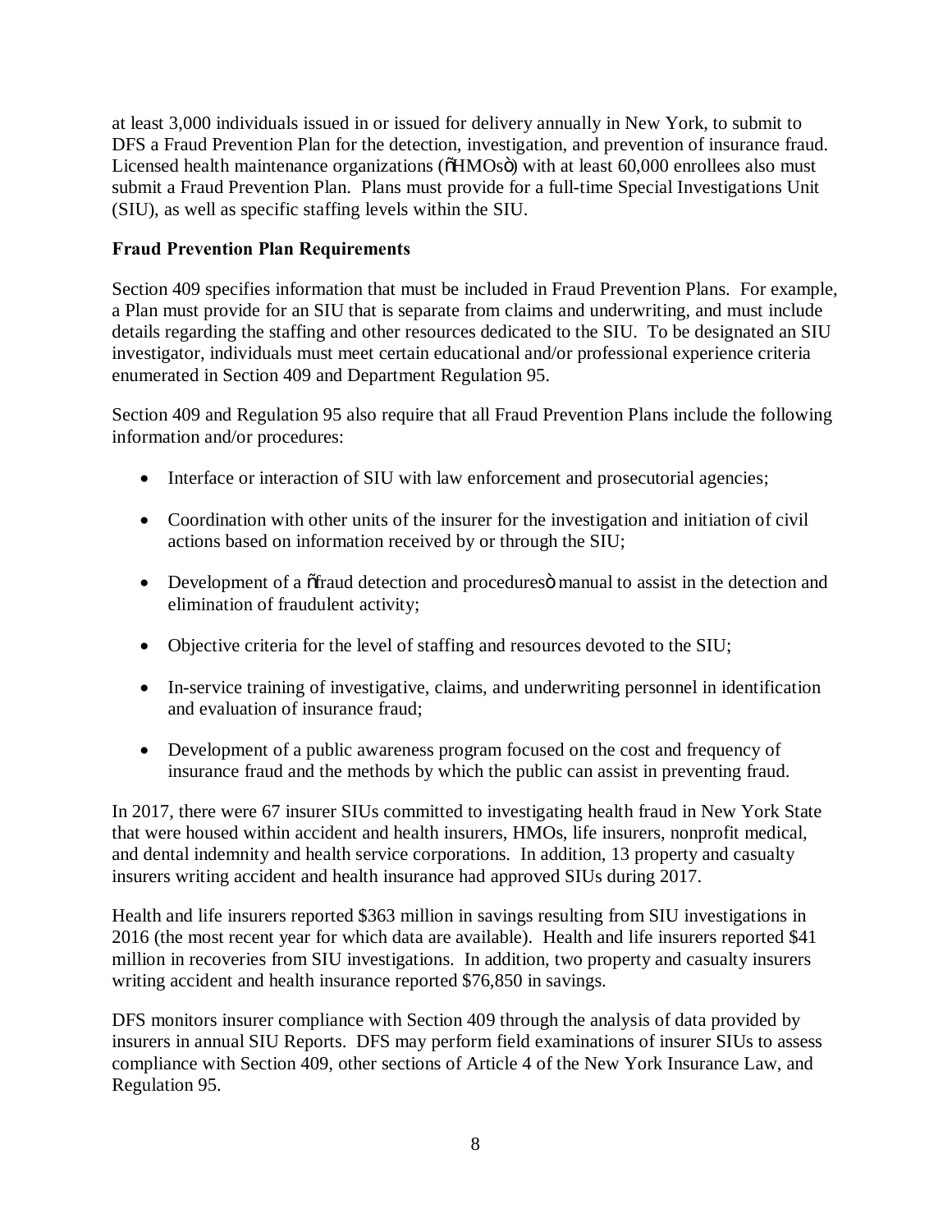at least 3,000 individuals issued in or issued for delivery annually in New York, to submit to DFS a Fraud Prevention Plan for the detection, investigation, and prevention of insurance fraud. Licensed health maintenance organizations ("HMOs") with at least 60,000 enrollees also must submit a Fraud Prevention Plan. Plans must provide for a full-time Special Investigations Unit (SIU), as well as specific staffing levels within the SIU.

**Fraud Prevention Plan Requirements**

Section 409 specifies information that must be included in Fraud Prevention Plans. For example, a Plan must provide for an SIU that is separate from claims and underwriting, and must include details regarding the staffing and other resources dedicated to the SIU. To be designated an SIU investigator, individuals must meet certain educational and/or professional experience criteria enumerated in Section 409 and Department Regulation 95.

Section 409 and Regulation 95 also require that all Fraud Prevention Plans include the following information and/or procedures:

- Interface or interaction of SIU with law enforcement and prosecutorial agencies;
- Coordination with other units of the insurer for the investigation and initiation of civil actions based on information received by or through the SIU;
- Development of a "fraud detection and procedures" manual to assist in the detection and elimination of fraudulent activity;
- Objective criteria for the level of staffing and resources devoted to the SIU;
- In-service training of investigative, claims, and underwriting personnel in identification and evaluation of insurance fraud;
- Development of a public awareness program focused on the cost and frequency of insurance fraud and the methods by which the public can assist in preventing fraud.

In 2017, there were 67 insurer SIUs committed to investigating health fraud in New York State that were housed within accident and health insurers, HMOs, life insurers, nonprofit medical, and dental indemnity and health service corporations. In addition, 13 property and casualty insurers writing accident and health insurance had approved SIUs during 2017.

Health and life insurers reported $363 million in savings resulting from SIU investigations in 2016 (the most recent year for which data are available). Health and life insurers reported $41 million in recoveries from SIU investigations. In addition, two property and casualty insurers writing accident and health insurance reported $76,850 in savings.

DFS monitors insurer compliance with Section 409 through the analysis of data provided by insurers in annual SIU Reports. DFS may perform field examinations of insurer SIUs to assess compliance with Section 409, other sections of Article 4 of the New York Insurance Law, and Regulation 95.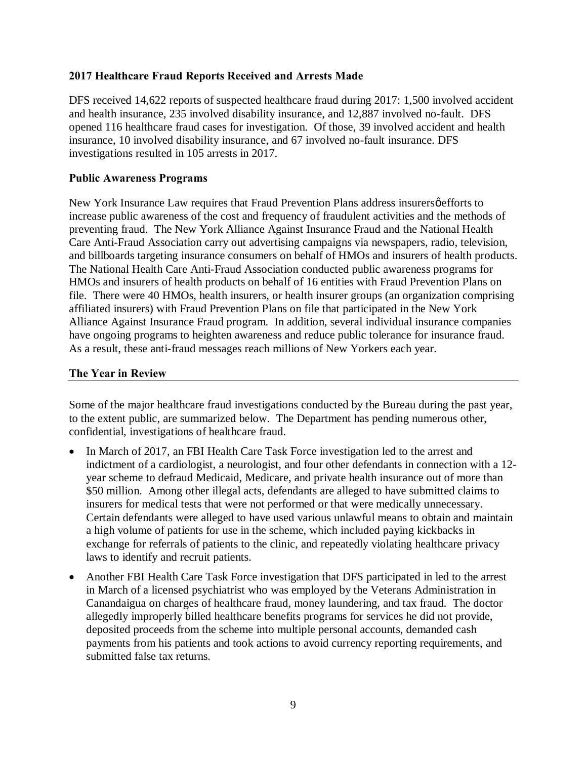### 2017 Healthcare Fraud Reports Received and Arrests Made

DFS received 14,622 reports of suspected healthcare fraud during 2017: 1,500 involved accident and health insurance, 235 involved disability insurance, and 12,887 involved no-fault. DFS opened 116 healthcare fraud cases for investigation. Of those, 39 involved accident and health insurance, 10 involved disability insurance, and 67 involved no-fault insurance. DFS investigations resulted in 105 arrests in 2017.

### Public Awareness Programs

New York Insurance Law requires that Fraud Prevention Plans address insurersø efforts to increase public awareness of the cost and frequency of fraudulent activities and the methods of preventing fraud. The New York Alliance Against Insurance Fraud and the National Health Care Anti-Fraud Association carry out advertising campaigns via newspapers, radio, television, and billboards targeting insurance consumers on behalf of HMOs and insurers of health products. The National Health Care Anti-Fraud Association conducted public awareness programs for HMOs and insurers of health products on behalf of 16 entities with Fraud Prevention Plans on file. There were 40 HMOs, health insurers, or health insurer groups (an organization comprising affiliated insurers) with Fraud Prevention Plans on file that participated in the New York Alliance Against Insurance Fraud program. In addition, several individual insurance companies have ongoing programs to heighten awareness and reduce public tolerance for insurance fraud. As a result, these anti-fraud messages reach millions of New Yorkers each year.

## The Year in Review

Some of the major healthcare fraud investigations conducted by the Bureau during the past year, to the extent public, are summarized below. The Department has pending numerous other, confidential, investigations of healthcare fraud.

- In March of 2017, an FBI Health Care Task Force investigation led to the arrest and indictment of a cardiologist, a neurologist, and four other defendants in connection with a 12-year scheme to defraud Medicaid, Medicare, and private health insurance out of more than $50 million. Among other illegal acts, defendants are alleged to have submitted claims to insurers for medical tests that were not performed or that were medically unnecessary. Certain defendants were alleged to have used various unlawful means to obtain and maintain a high volume of patients for use in the scheme, which included paying kickbacks in exchange for referrals of patients to the clinic, and repeatedly violating healthcare privacy laws to identify and recruit patients.
- Another FBI Health Care Task Force investigation that DFS participated in led to the arrest in March of a licensed psychiatrist who was employed by the Veterans Administration in Canandaigua on charges of healthcare fraud, money laundering, and tax fraud. The doctor allegedly improperly billed healthcare benefits programs for services he did not provide, deposited proceeds from the scheme into multiple personal accounts, demanded cash payments from his patients and took actions to avoid currency reporting requirements, and submitted false tax returns.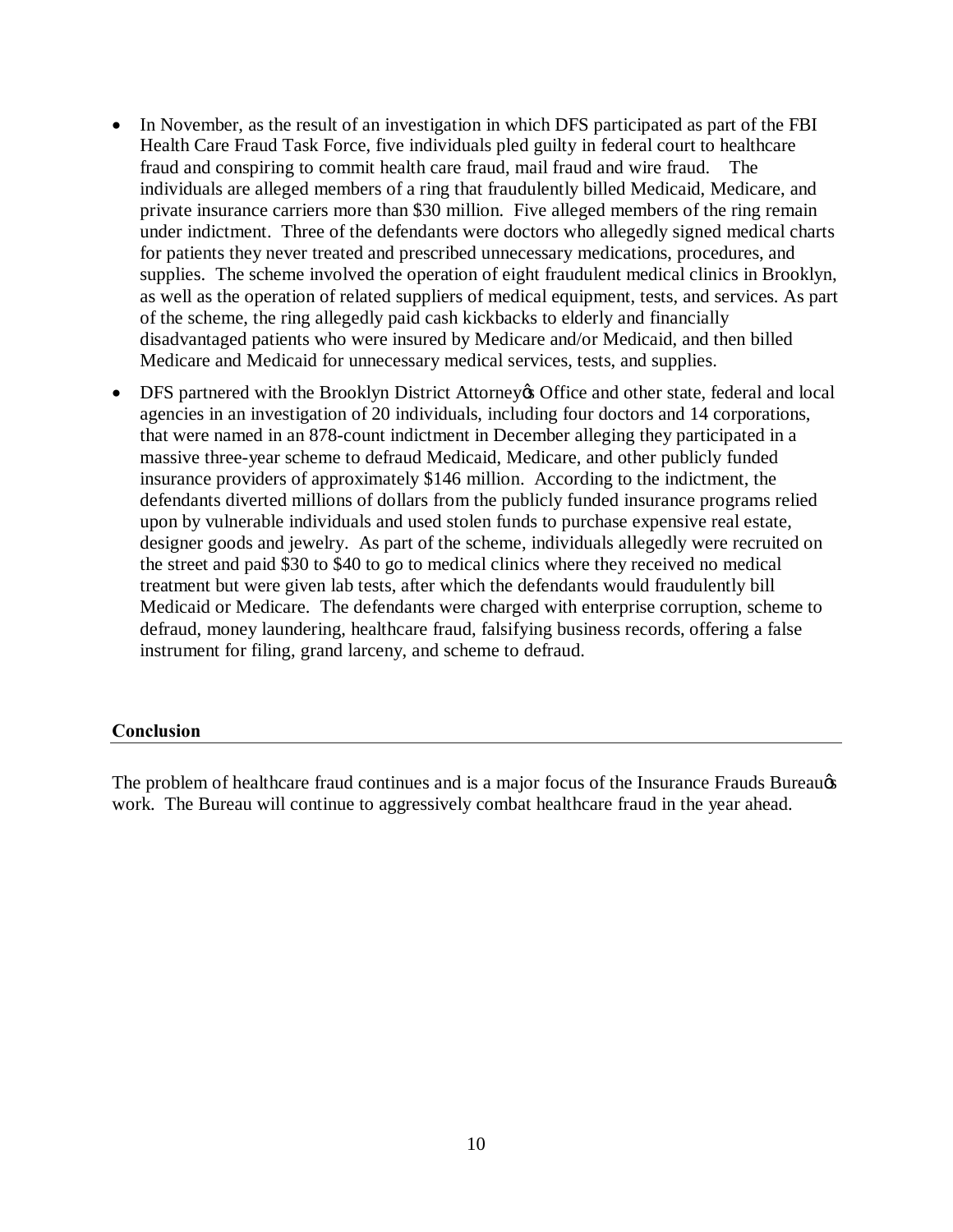- In November, as the result of an investigation in which DFS participated as part of the FBI Health Care Fraud Task Force, five individuals pled guilty in federal court to healthcare fraud and conspiring to commit health care fraud, mail fraud and wire fraud. The individuals are alleged members of a ring that fraudulently billed Medicaid, Medicare, and private insurance carriers more than $30 million. Five alleged members of the ring remain under indictment. Three of the defendants were doctors who allegedly signed medical charts for patients they never treated and prescribed unnecessary medications, procedures, and supplies. The scheme involved the operation of eight fraudulent medical clinics in Brooklyn, as well as the operation of related suppliers of medical equipment, tests, and services. As part of the scheme, the ring allegedly paid cash kickbacks to elderly and financially disadvantaged patients who were insured by Medicare and/or Medicaid, and then billed Medicare and Medicaid for unnecessary medical services, tests, and supplies.
- DFS partnered with the Brooklyn District Attorney's Office and other state, federal and local agencies in an investigation of 20 individuals, including four doctors and 14 corporations, that were named in an 878-count indictment in December alleging they participated in a massive three-year scheme to defraud Medicaid, Medicare, and other publicly funded insurance providers of approximately $146 million. According to the indictment, the defendants diverted millions of dollars from the publicly funded insurance programs relied upon by vulnerable individuals and used stolen funds to purchase expensive real estate, designer goods and jewelry. As part of the scheme, individuals allegedly were recruited on the street and paid $30 to $40 to go to medical clinics where they received no medical treatment but were given lab tests, after which the defendants would fraudulently bill Medicaid or Medicare. The defendants were charged with enterprise corruption, scheme to defraud, money laundering, healthcare fraud, falsifying business records, offering a false instrument for filing, grand larceny, and scheme to defraud.

## Conclusion

The problem of healthcare fraud continues and is a major focus of the Insurance Frauds Bureau's work. The Bureau will continue to aggressively combat healthcare fraud in the year ahead.